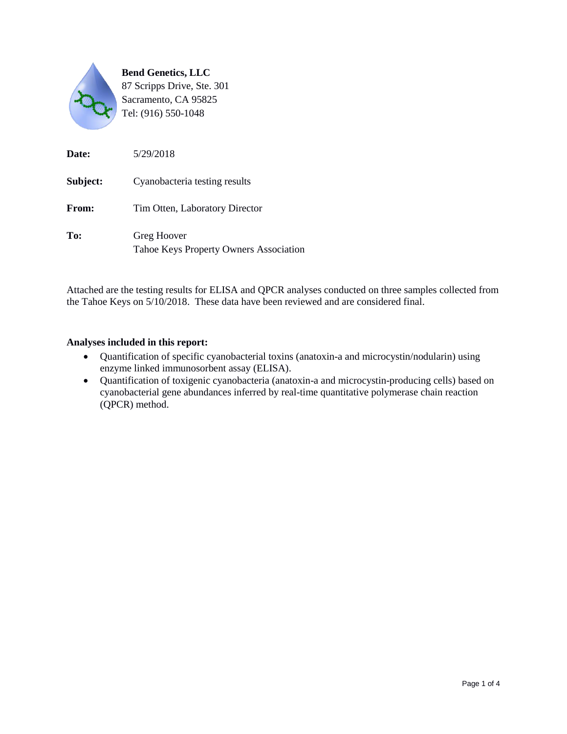**Bend Genetics, LLC**
87 Scripps Drive, Ste. 301
Sacramento, CA 95825
Tel: (916) 550-1048

**Date:** 5/29/2018

**Subject:** Cyanobacteria testing results

**From:** Tim Otten, Laboratory Director

**To:** Greg Hoover
Tahoe Keys Property Owners Association

Attached are the testing results for ELISA and QPCR analyses conducted on three samples collected from the Tahoe Keys on 5/10/2018. These data have been reviewed and are considered final.

**Analyses included in this report:**

- Quantification of specific cyanobacterial toxins (anatoxin-a and microcystin/nodularin) using enzyme linked immunosorbent assay (ELISA).
- Quantification of toxigenic cyanobacteria (anatoxin-a and microcystin-producing cells) based on cyanobacterial gene abundances inferred by real-time quantitative polymerase chain reaction (QPCR) method.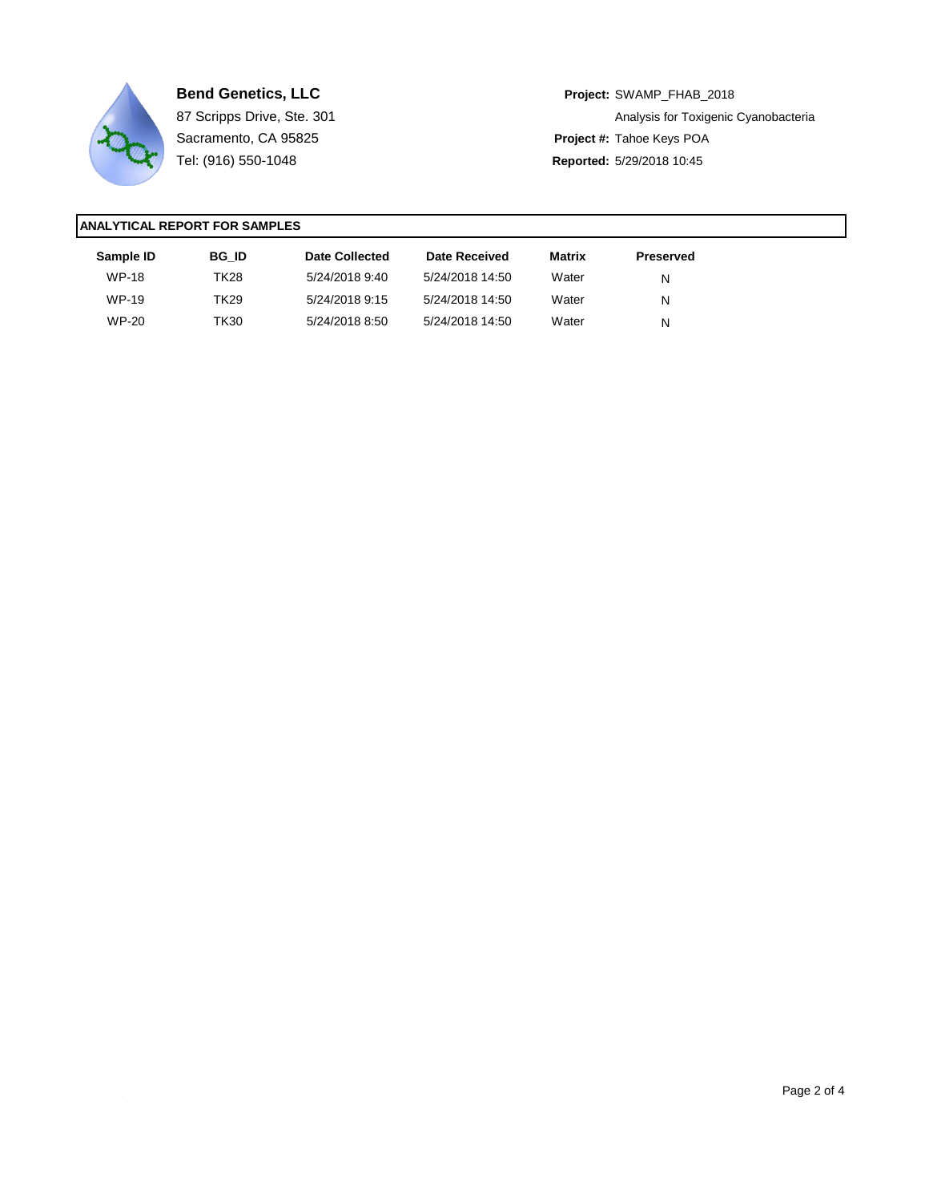**Bend Genetics, LLC**
87 Scripps Drive, Ste. 301
Sacramento, CA 95825
Tel: (916) 550-1048

**Project:** SWAMP_FHAB_2018
Analysis for Toxigenic Cyanobacteria
**Project #:** Tahoe Keys POA
**Reported:** 5/29/2018 10:45

## ANALYTICAL REPORT FOR SAMPLES

| Sample ID | BG_ID | Date Collected | Date Received | Matrix | Preserved |
|---|---|---|---|---|---|
| WP-18 | TK28 | 5/24/2018 9:40 | 5/24/2018 14:50 | Water | N |
| WP-19 | TK29 | 5/24/2018 9:15 | 5/24/2018 14:50 | Water | N |
| WP-20 | TK30 | 5/24/2018 8:50 | 5/24/2018 14:50 | Water | N |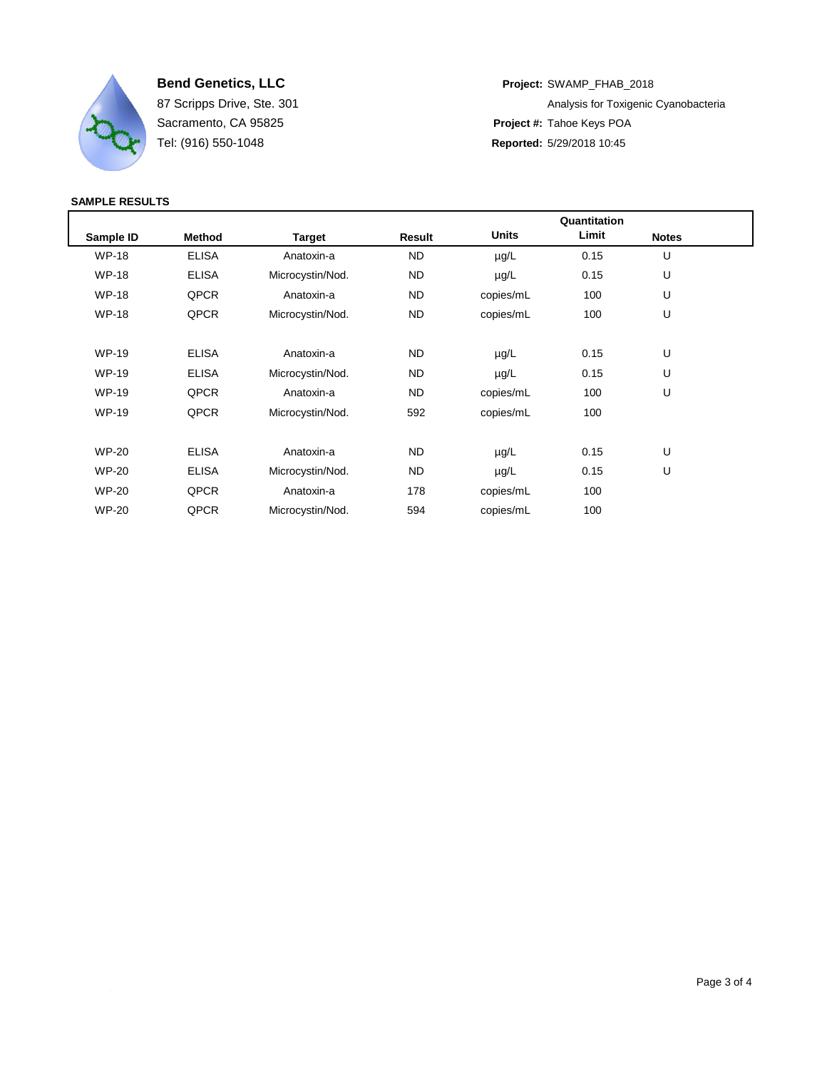**Bend Genetics, LLC**
87 Scripps Drive, Ste. 301
Sacramento, CA 95825
Tel: (916) 550-1048

**Project:** SWAMP_FHAB_2018
Analysis for Toxigenic Cyanobacteria
**Project #:** Tahoe Keys POA
**Reported:** 5/29/2018 10:45

**SAMPLE RESULTS**

| Sample ID | Method | Target | Result | Units | Quantitation Limit | Notes |
|---|---|---|---|---|---|---|
| WP-18 | ELISA | Anatoxin-a | ND | µg/L | 0.15 | U |
| WP-18 | ELISA | Microcystin/Nod. | ND | µg/L | 0.15 | U |
| WP-18 | QPCR | Anatoxin-a | ND | copies/mL | 100 | U |
| WP-18 | QPCR | Microcystin/Nod. | ND | copies/mL | 100 | U |
| WP-19 | ELISA | Anatoxin-a | ND | µg/L | 0.15 | U |
| WP-19 | ELISA | Microcystin/Nod. | ND | µg/L | 0.15 | U |
| WP-19 | QPCR | Anatoxin-a | ND | copies/mL | 100 | U |
| WP-19 | QPCR | Microcystin/Nod. | 592 | copies/mL | 100 | |
| WP-20 | ELISA | Anatoxin-a | ND | µg/L | 0.15 | U |
| WP-20 | ELISA | Microcystin/Nod. | ND | µg/L | 0.15 | U |
| WP-20 | QPCR | Anatoxin-a | 178 | copies/mL | 100 | |
| WP-20 | QPCR | Microcystin/Nod. | 594 | copies/mL | 100 | |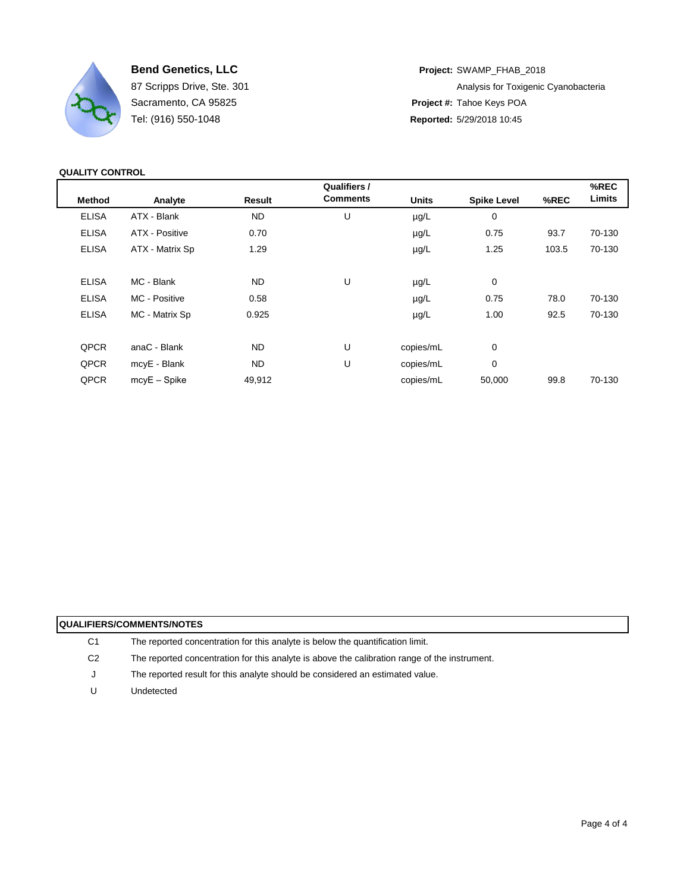**Bend Genetics, LLC**
87 Scripps Drive, Ste. 301
Sacramento, CA 95825
Tel: (916) 550-1048

**Project:** SWAMP_FHAB_2018
Analysis for Toxigenic Cyanobacteria
**Project #:** Tahoe Keys POA
**Reported:** 5/29/2018 10:45

**QUALITY CONTROL**

| Method | Analyte | Result | Qualifiers / Comments | Units | Spike Level | %REC | %REC Limits |
|---|---|---|---|---|---|---|---|
| ELISA | ATX - Blank | ND | U | µg/L | 0 | | |
| ELISA | ATX - Positive | 0.70 | | µg/L | 0.75 | 93.7 | 70-130 |
| ELISA | ATX - Matrix Sp | 1.29 | | µg/L | 1.25 | 103.5 | 70-130 |
| | | | | | | | |
| ELISA | MC - Blank | ND | U | µg/L | 0 | | |
| ELISA | MC - Positive | 0.58 | | µg/L | 0.75 | 78.0 | 70-130 |
| ELISA | MC - Matrix Sp | 0.925 | | µg/L | 1.00 | 92.5 | 70-130 |
| | | | | | | | |
| QPCR | anaC - Blank | ND | U | copies/mL | 0 | | |
| QPCR | mcyE - Blank | ND | U | copies/mL | 0 | | |
| QPCR | mcyE – Spike | 49,912 | | copies/mL | 50,000 | 99.8 | 70-130 |

**QUALIFIERS/COMMENTS/NOTES**

| | |
|---|---|
| C1 | The reported concentration for this analyte is below the quantification limit. |
| C2 | The reported concentration for this analyte is above the calibration range of the instrument. |
| J | The reported result for this analyte should be considered an estimated value. |
| U | Undetected |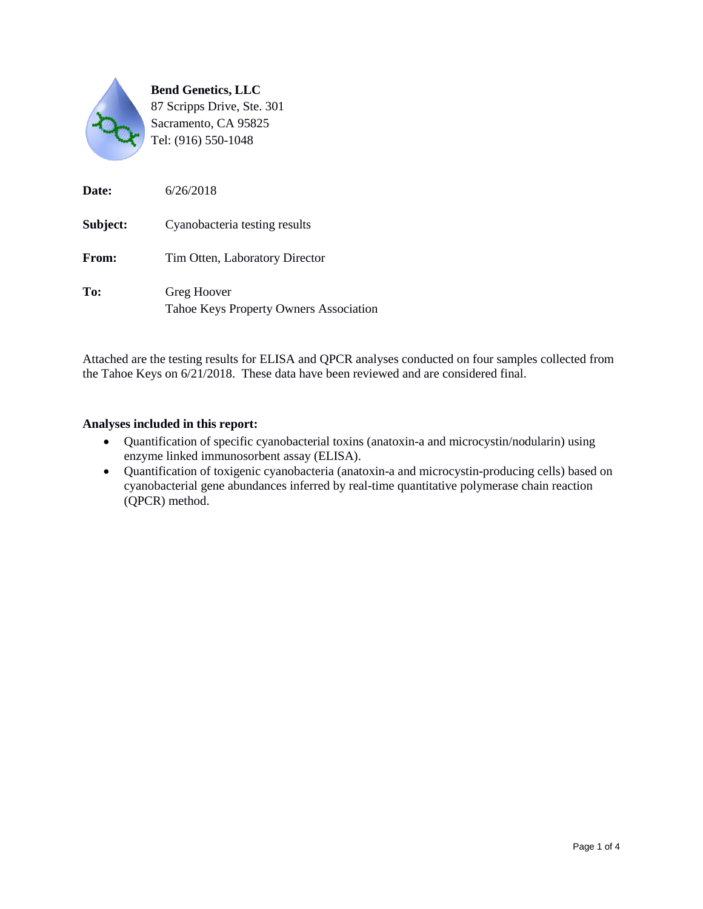**Bend Genetics, LLC**
87 Scripps Drive, Ste. 301
Sacramento, CA 95825
Tel: (916) 550-1048

| | |
|---|---|
| **Date:** | 6/26/2018 |
| **Subject:** | Cyanobacteria testing results |
| **From:** | Tim Otten, Laboratory Director |
| **To:** | Greg Hoover<br>Tahoe Keys Property Owners Association |

Attached are the testing results for ELISA and QPCR analyses conducted on four samples collected from the Tahoe Keys on 6/21/2018. These data have been reviewed and are considered final.

**Analyses included in this report:**

- Quantification of specific cyanobacterial toxins (anatoxin-a and microcystin/nodularin) using enzyme linked immunosorbent assay (ELISA).
- Quantification of toxigenic cyanobacteria (anatoxin-a and microcystin-producing cells) based on cyanobacterial gene abundances inferred by real-time quantitative polymerase chain reaction (QPCR) method.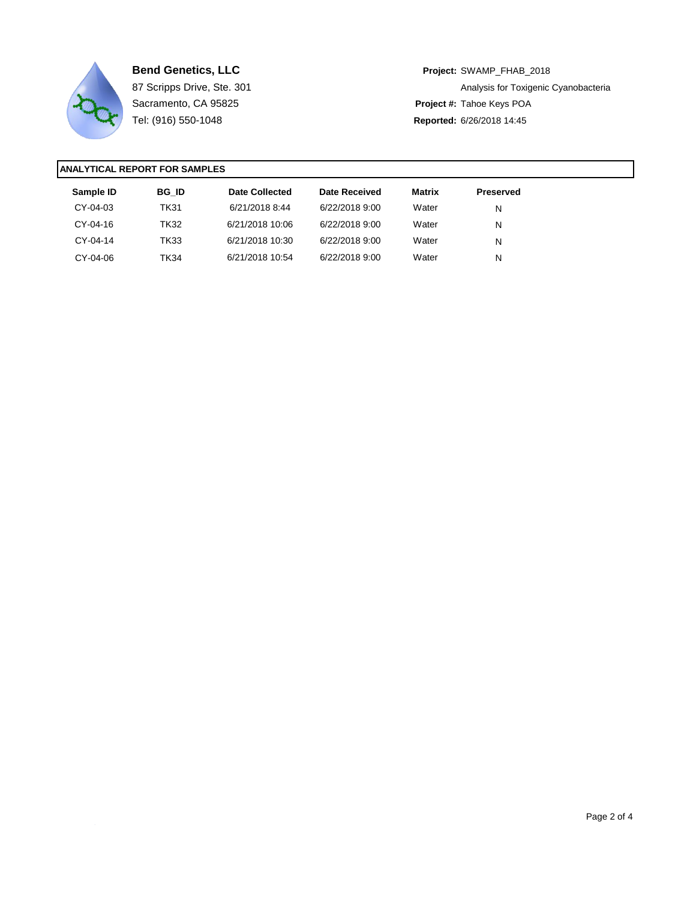**Bend Genetics, LLC**
87 Scripps Drive, Ste. 301
Sacramento, CA 95825
Tel: (916) 550-1048

**Project:** SWAMP_FHAB_2018
Analysis for Toxigenic Cyanobacteria
**Project #:** Tahoe Keys POA
**Reported:** 6/26/2018 14:45

## ANALYTICAL REPORT FOR SAMPLES

| Sample ID | BG_ID | Date Collected | Date Received | Matrix | Preserved |
|---|---|---|---|---|---|
| CY-04-03 | TK31 | 6/21/2018 8:44 | 6/22/2018 9:00 | Water | N |
| CY-04-16 | TK32 | 6/21/2018 10:06 | 6/22/2018 9:00 | Water | N |
| CY-04-14 | TK33 | 6/21/2018 10:30 | 6/22/2018 9:00 | Water | N |
| CY-04-06 | TK34 | 6/21/2018 10:54 | 6/22/2018 9:00 | Water | N |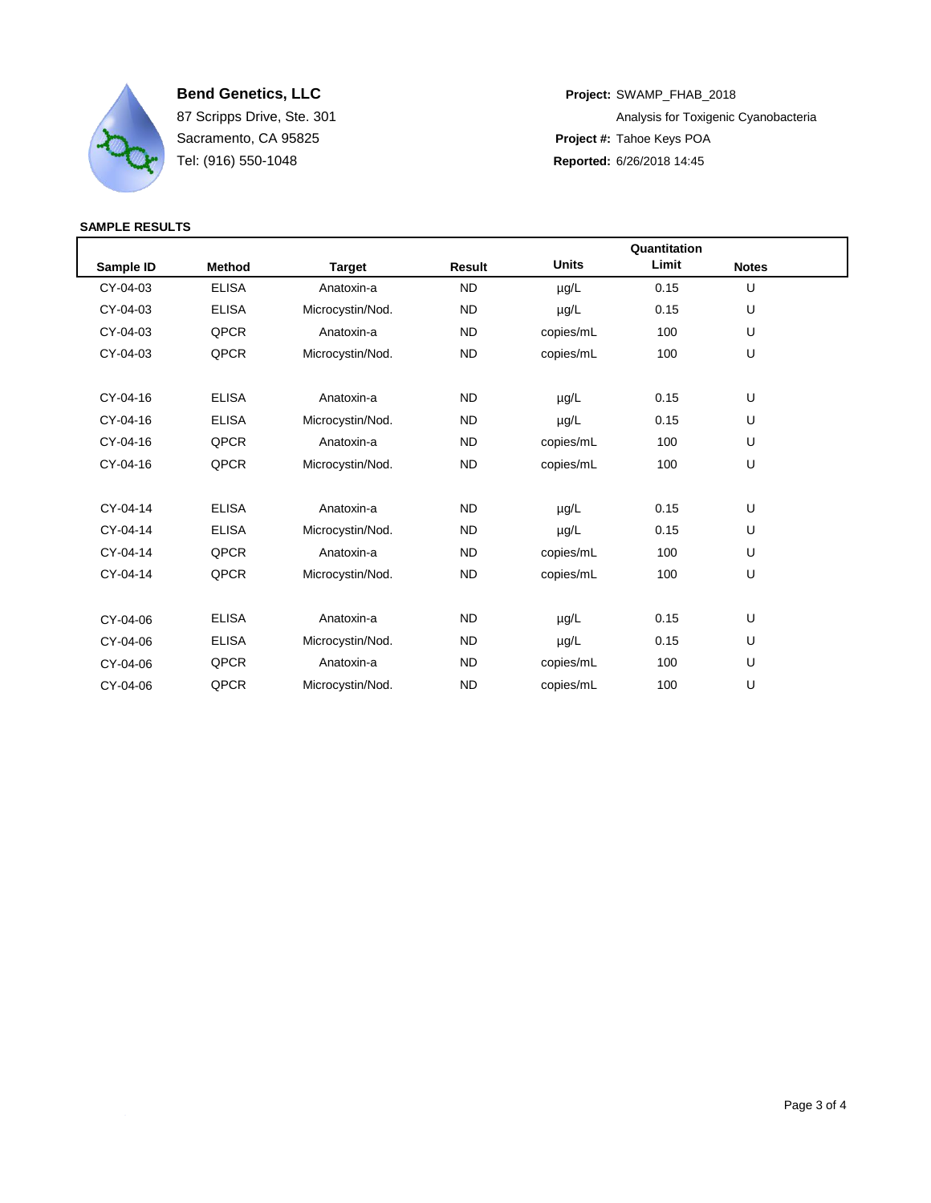**Bend Genetics, LLC**
87 Scripps Drive, Ste. 301
Sacramento, CA 95825
Tel: (916) 550-1048

**Project:** SWAMP_FHAB_2018
Analysis for Toxigenic Cyanobacteria
**Project #:** Tahoe Keys POA
**Reported:** 6/26/2018 14:45

**SAMPLE RESULTS**

| Sample ID | Method | Target | Result | Units | Quantitation Limit | Notes |
|---|---|---|---|---|---|---|
| CY-04-03 | ELISA | Anatoxin-a | ND | µg/L | 0.15 | U |
| CY-04-03 | ELISA | Microcystin/Nod. | ND | µg/L | 0.15 | U |
| CY-04-03 | QPCR | Anatoxin-a | ND | copies/mL | 100 | U |
| CY-04-03 | QPCR | Microcystin/Nod. | ND | copies/mL | 100 | U |
| CY-04-16 | ELISA | Anatoxin-a | ND | µg/L | 0.15 | U |
| CY-04-16 | ELISA | Microcystin/Nod. | ND | µg/L | 0.15 | U |
| CY-04-16 | QPCR | Anatoxin-a | ND | copies/mL | 100 | U |
| CY-04-16 | QPCR | Microcystin/Nod. | ND | copies/mL | 100 | U |
| CY-04-14 | ELISA | Anatoxin-a | ND | µg/L | 0.15 | U |
| CY-04-14 | ELISA | Microcystin/Nod. | ND | µg/L | 0.15 | U |
| CY-04-14 | QPCR | Anatoxin-a | ND | copies/mL | 100 | U |
| CY-04-14 | QPCR | Microcystin/Nod. | ND | copies/mL | 100 | U |
| CY-04-06 | ELISA | Anatoxin-a | ND | µg/L | 0.15 | U |
| CY-04-06 | ELISA | Microcystin/Nod. | ND | µg/L | 0.15 | U |
| CY-04-06 | QPCR | Anatoxin-a | ND | copies/mL | 100 | U |
| CY-04-06 | QPCR | Microcystin/Nod. | ND | copies/mL | 100 | U |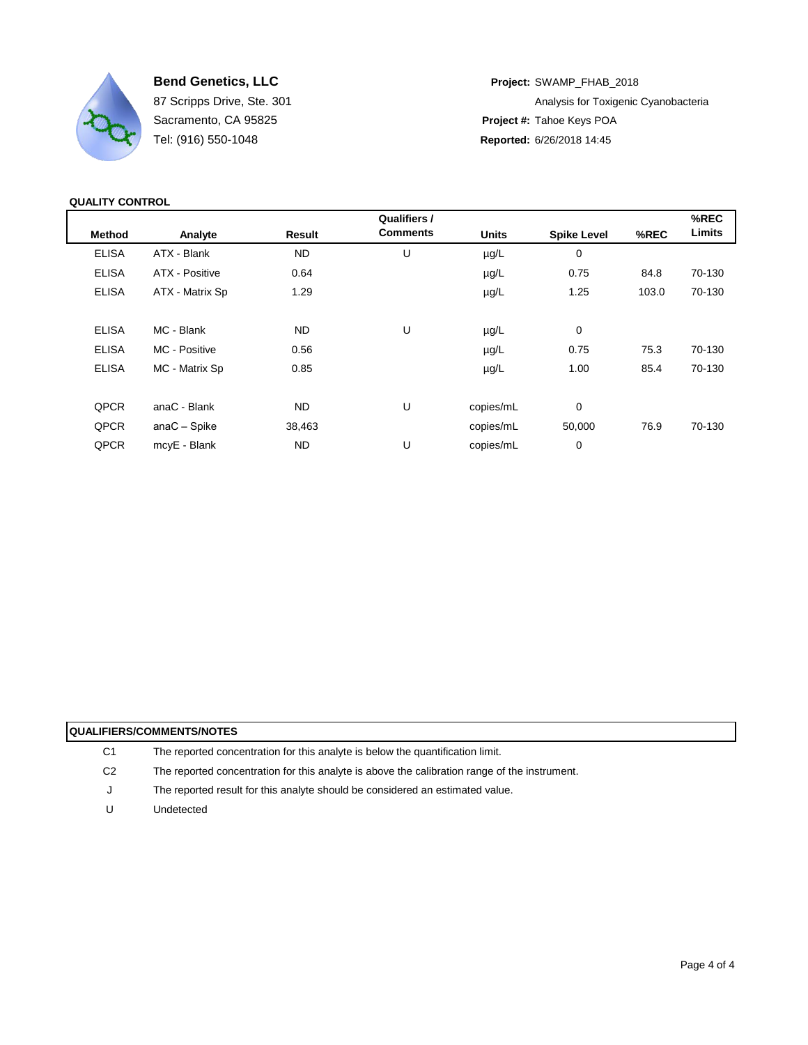**Bend Genetics, LLC**
87 Scripps Drive, Ste. 301
Sacramento, CA 95825
Tel: (916) 550-1048

**Project:** SWAMP_FHAB_2018
Analysis for Toxigenic Cyanobacteria
**Project #:** Tahoe Keys POA
**Reported:** 6/26/2018 14:45

**QUALITY CONTROL**

| Method | Analyte | Result | Qualifiers / Comments | Units | Spike Level | %REC | %REC Limits |
|---|---|---|---|---|---|---|---|
| ELISA | ATX - Blank | ND | U | µg/L | 0 | | |
| ELISA | ATX - Positive | 0.64 | | µg/L | 0.75 | 84.8 | 70-130 |
| ELISA | ATX - Matrix Sp | 1.29 | | µg/L | 1.25 | 103.0 | 70-130 |
| ELISA | MC - Blank | ND | U | µg/L | 0 | | |
| ELISA | MC - Positive | 0.56 | | µg/L | 0.75 | 75.3 | 70-130 |
| ELISA | MC - Matrix Sp | 0.85 | | µg/L | 1.00 | 85.4 | 70-130 |
| QPCR | anaC - Blank | ND | U | copies/mL | 0 | | |
| QPCR | anaC – Spike | 38,463 | | copies/mL | 50,000 | 76.9 | 70-130 |
| QPCR | mcyE - Blank | ND | U | copies/mL | 0 | | |

**QUALIFIERS/COMMENTS/NOTES**

| | |
|---|---|
| C1 | The reported concentration for this analyte is below the quantification limit. |
| C2 | The reported concentration for this analyte is above the calibration range of the instrument. |
| J | The reported result for this analyte should be considered an estimated value. |
| U | Undetected |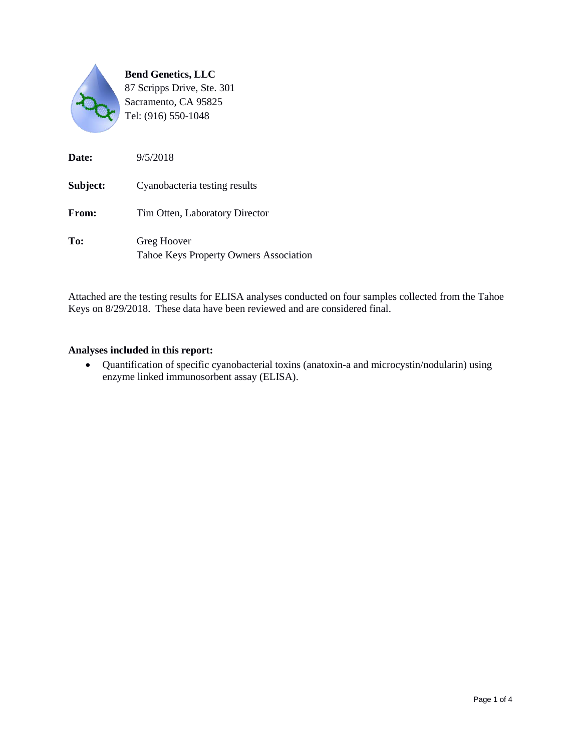**Bend Genetics, LLC**
87 Scripps Drive, Ste. 301
Sacramento, CA 95825
Tel: (916) 550-1048

**Date:** 9/5/2018

**Subject:** Cyanobacteria testing results

**From:** Tim Otten, Laboratory Director

**To:** Greg Hoover
Tahoe Keys Property Owners Association

Attached are the testing results for ELISA analyses conducted on four samples collected from the Tahoe Keys on 8/29/2018. These data have been reviewed and are considered final.

**Analyses included in this report:**

- Quantification of specific cyanobacterial toxins (anatoxin-a and microcystin/nodularin) using enzyme linked immunosorbent assay (ELISA).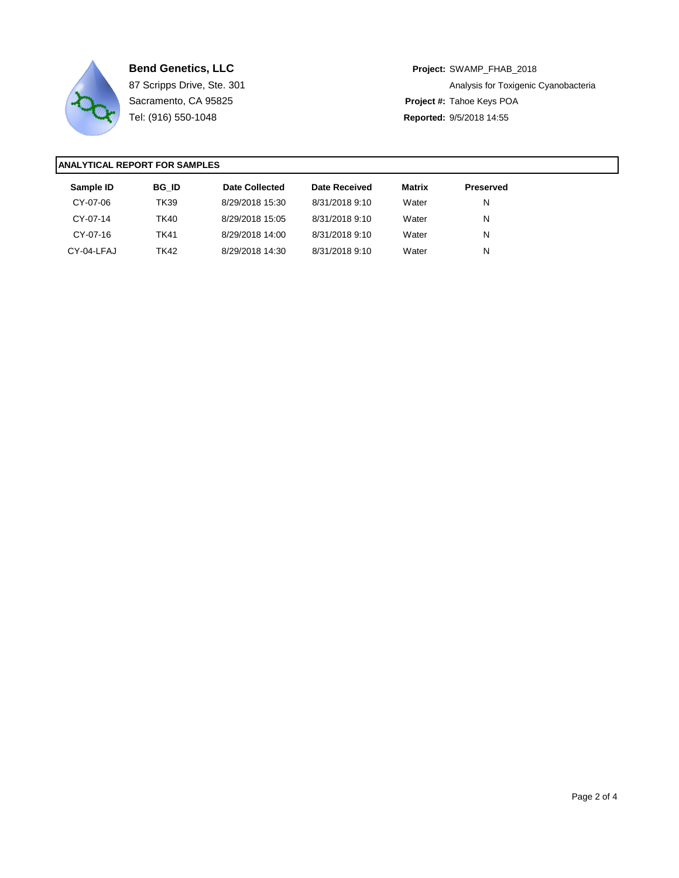**Bend Genetics, LLC**
87 Scripps Drive, Ste. 301
Sacramento, CA 95825
Tel: (916) 550-1048

**Project:** SWAMP_FHAB_2018
Analysis for Toxigenic Cyanobacteria
**Project #:** Tahoe Keys POA
**Reported:** 9/5/2018 14:55

## ANALYTICAL REPORT FOR SAMPLES

| Sample ID | BG_ID | Date Collected | Date Received | Matrix | Preserved |
|---|---|---|---|---|---|
| CY-07-06 | TK39 | 8/29/2018 15:30 | 8/31/2018 9:10 | Water | N |
| CY-07-14 | TK40 | 8/29/2018 15:05 | 8/31/2018 9:10 | Water | N |
| CY-07-16 | TK41 | 8/29/2018 14:00 | 8/31/2018 9:10 | Water | N |
| CY-04-LFAJ | TK42 | 8/29/2018 14:30 | 8/31/2018 9:10 | Water | N |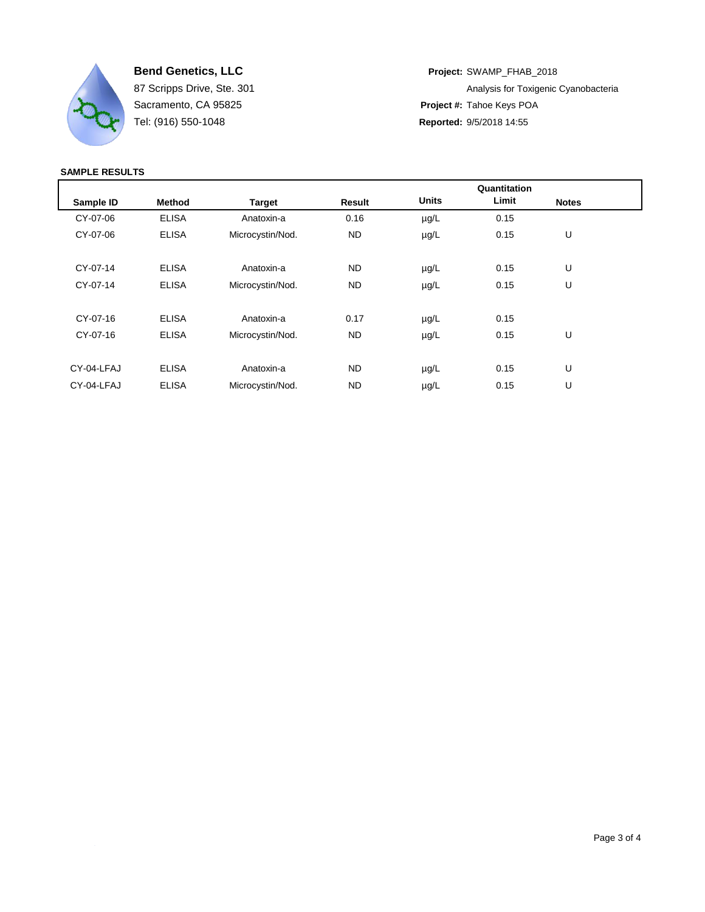**Bend Genetics, LLC**
87 Scripps Drive, Ste. 301
Sacramento, CA 95825
Tel: (916) 550-1048

**Project:** SWAMP_FHAB_2018
Analysis for Toxigenic Cyanobacteria
**Project #:** Tahoe Keys POA
**Reported:** 9/5/2018 14:55

**SAMPLE RESULTS**

| Sample ID | Method | Target | Result | Units | Quantitation Limit | Notes |
|---|---|---|---|---|---|---|
| CY-07-06 | ELISA | Anatoxin-a | 0.16 | µg/L | 0.15 | |
| CY-07-06 | ELISA | Microcystin/Nod. | ND | µg/L | 0.15 | U |
| CY-07-14 | ELISA | Anatoxin-a | ND | µg/L | 0.15 | U |
| CY-07-14 | ELISA | Microcystin/Nod. | ND | µg/L | 0.15 | U |
| CY-07-16 | ELISA | Anatoxin-a | 0.17 | µg/L | 0.15 | |
| CY-07-16 | ELISA | Microcystin/Nod. | ND | µg/L | 0.15 | U |
| CY-04-LFAJ | ELISA | Anatoxin-a | ND | µg/L | 0.15 | U |
| CY-04-LFAJ | ELISA | Microcystin/Nod. | ND | µg/L | 0.15 | U |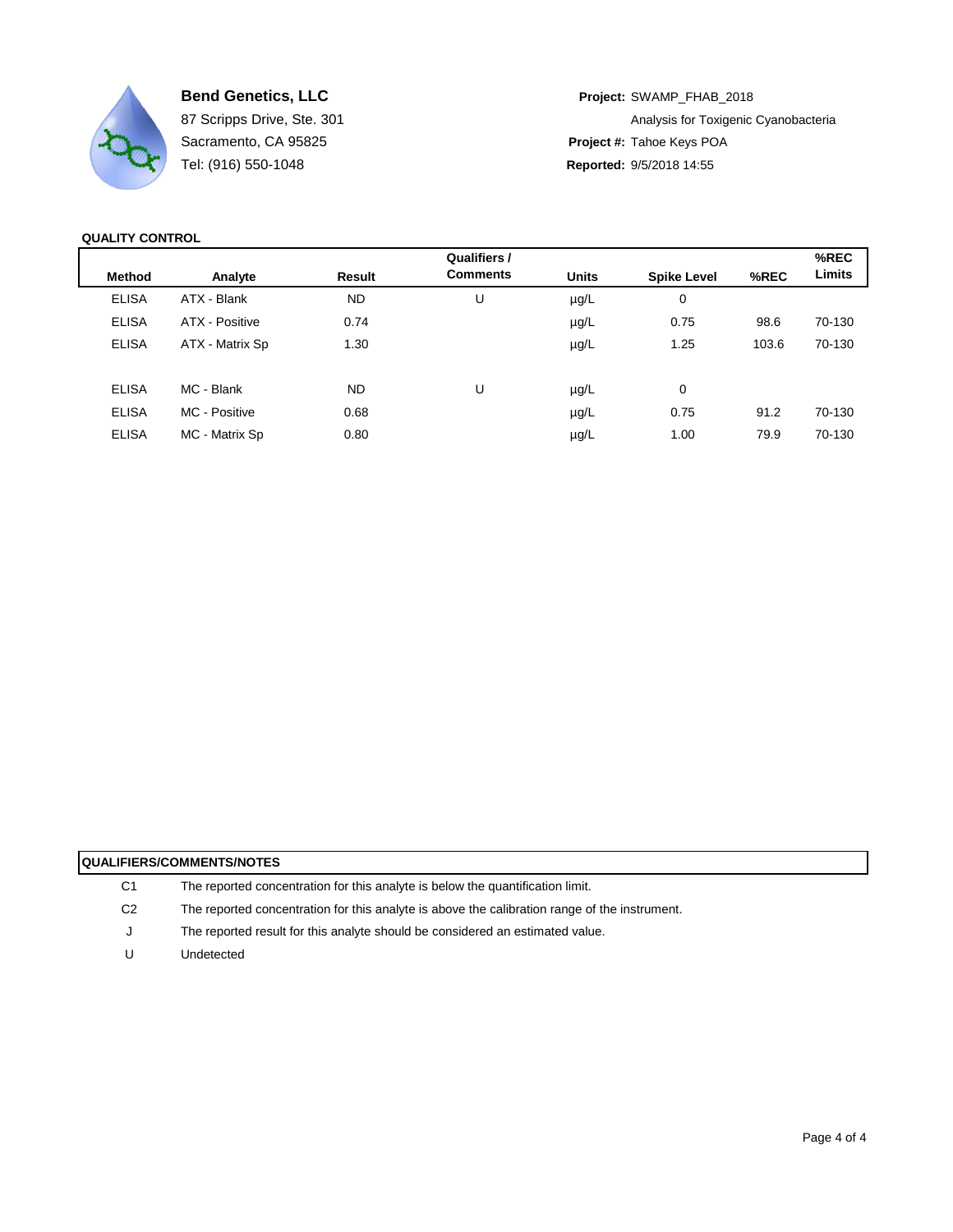**Bend Genetics, LLC**
87 Scripps Drive, Ste. 301
Sacramento, CA 95825
Tel: (916) 550-1048

**Project:** SWAMP_FHAB_2018
Analysis for Toxigenic Cyanobacteria
**Project #:** Tahoe Keys POA
**Reported:** 9/5/2018 14:55

**QUALITY CONTROL**

| Method | Analyte | Result | Qualifiers / Comments | Units | Spike Level | %REC | %REC Limits |
|---|---|---|---|---|---|---|---|
| ELISA | ATX - Blank | ND | U | µg/L | 0 | | |
| ELISA | ATX - Positive | 0.74 | | µg/L | 0.75 | 98.6 | 70-130 |
| ELISA | ATX - Matrix Sp | 1.30 | | µg/L | 1.25 | 103.6 | 70-130 |
| | | | | | | | |
| ELISA | MC - Blank | ND | U | µg/L | 0 | | |
| ELISA | MC - Positive | 0.68 | | µg/L | 0.75 | 91.2 | 70-130 |
| ELISA | MC - Matrix Sp | 0.80 | | µg/L | 1.00 | 79.9 | 70-130 |

**QUALIFIERS/COMMENTS/NOTES**

| | |
|---|---|
| C1 | The reported concentration for this analyte is below the quantification limit. |
| C2 | The reported concentration for this analyte is above the calibration range of the instrument. |
| J | The reported result for this analyte should be considered an estimated value. |
| U | Undetected |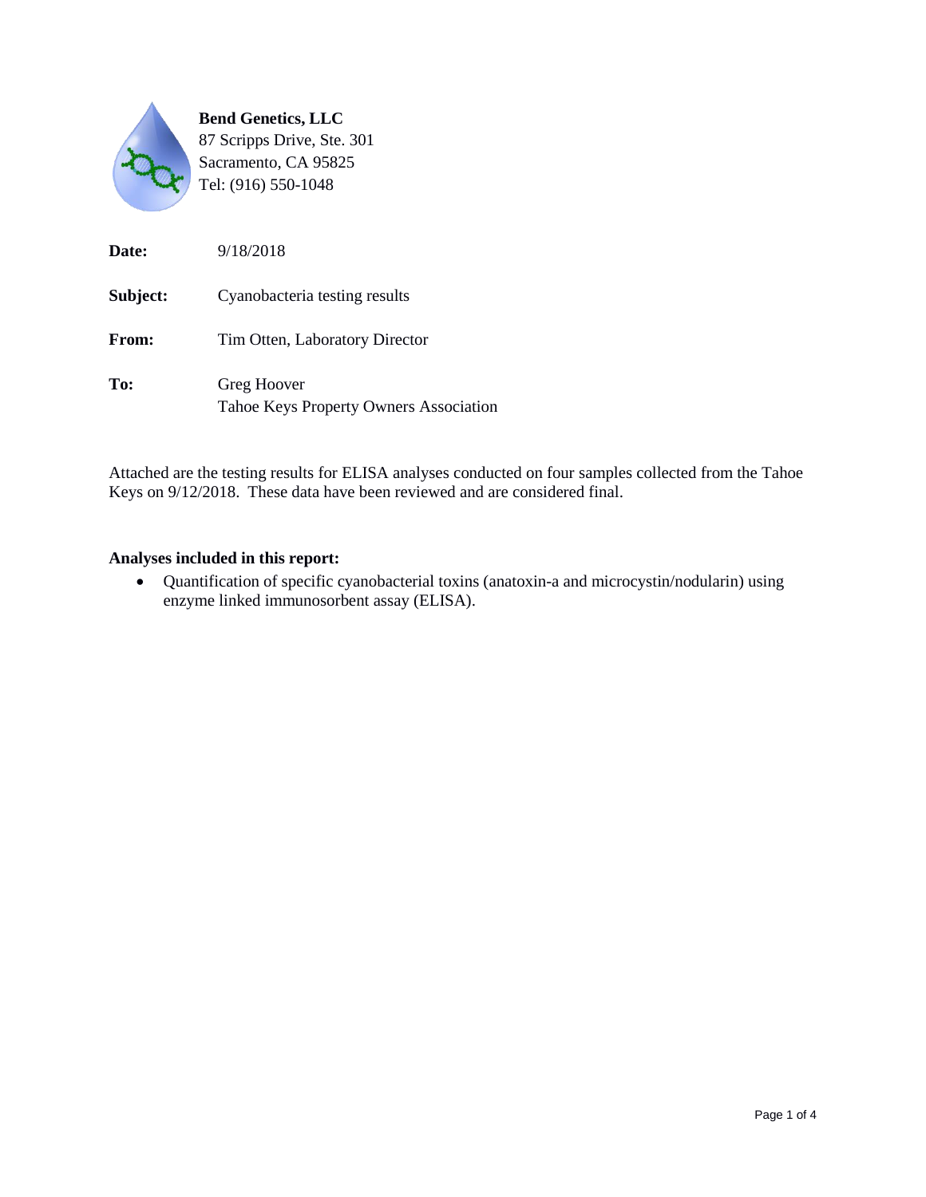**Bend Genetics, LLC**
87 Scripps Drive, Ste. 301
Sacramento, CA 95825
Tel: (916) 550-1048

**Date:** 9/18/2018

**Subject:** Cyanobacteria testing results

**From:** Tim Otten, Laboratory Director

**To:** Greg Hoover
Tahoe Keys Property Owners Association

Attached are the testing results for ELISA analyses conducted on four samples collected from the Tahoe Keys on 9/12/2018. These data have been reviewed and are considered final.

**Analyses included in this report:**

- Quantification of specific cyanobacterial toxins (anatoxin-a and microcystin/nodularin) using enzyme linked immunosorbent assay (ELISA).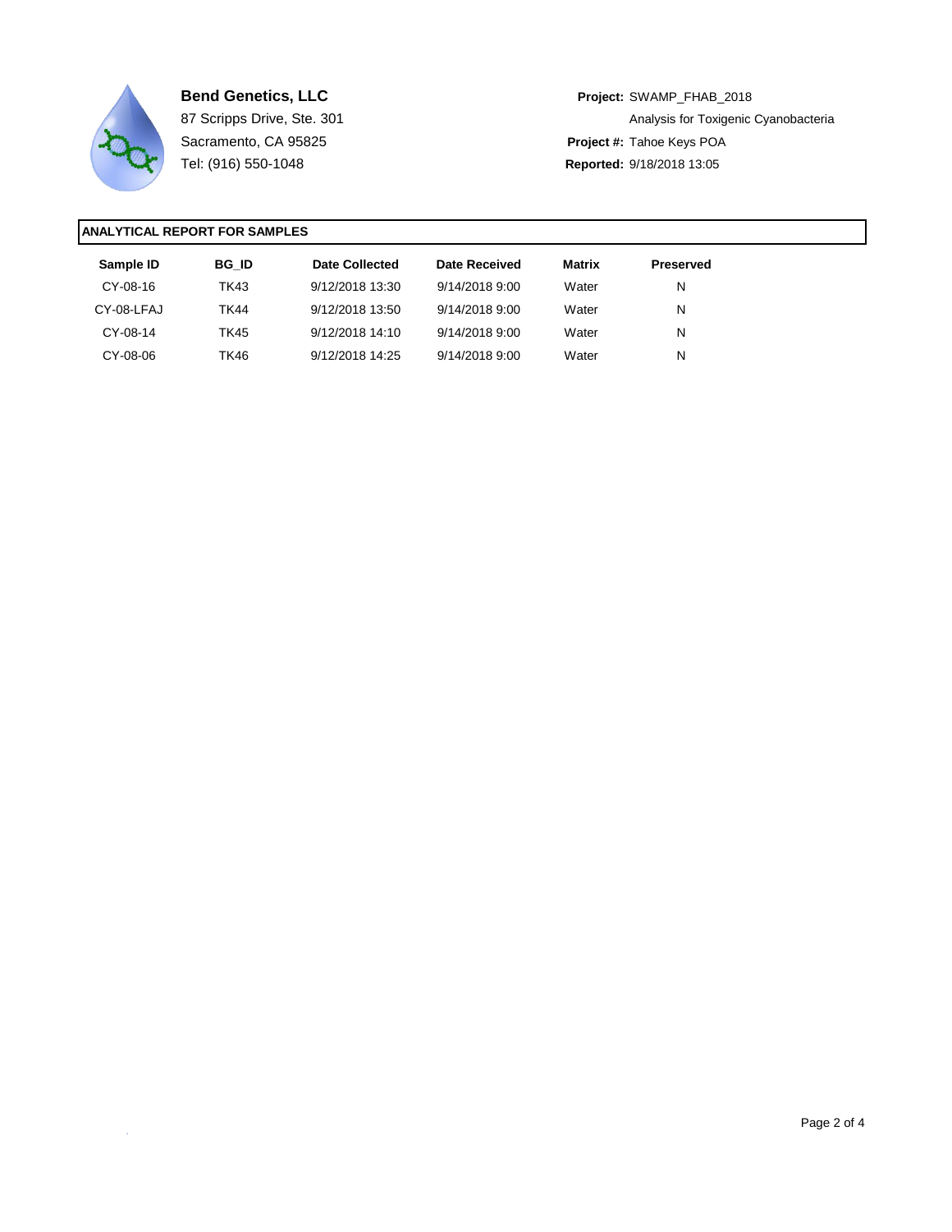**Bend Genetics, LLC**
87 Scripps Drive, Ste. 301
Sacramento, CA 95825
Tel: (916) 550-1048

**Project:** SWAMP_FHAB_2018
Analysis for Toxigenic Cyanobacteria
**Project #:** Tahoe Keys POA
**Reported:** 9/18/2018 13:05

## ANALYTICAL REPORT FOR SAMPLES

| Sample ID | BG_ID | Date Collected | Date Received | Matrix | Preserved |
|---|---|---|---|---|---|
| CY-08-16 | TK43 | 9/12/2018 13:30 | 9/14/2018 9:00 | Water | N |
| CY-08-LFAJ | TK44 | 9/12/2018 13:50 | 9/14/2018 9:00 | Water | N |
| CY-08-14 | TK45 | 9/12/2018 14:10 | 9/14/2018 9:00 | Water | N |
| CY-08-06 | TK46 | 9/12/2018 14:25 | 9/14/2018 9:00 | Water | N |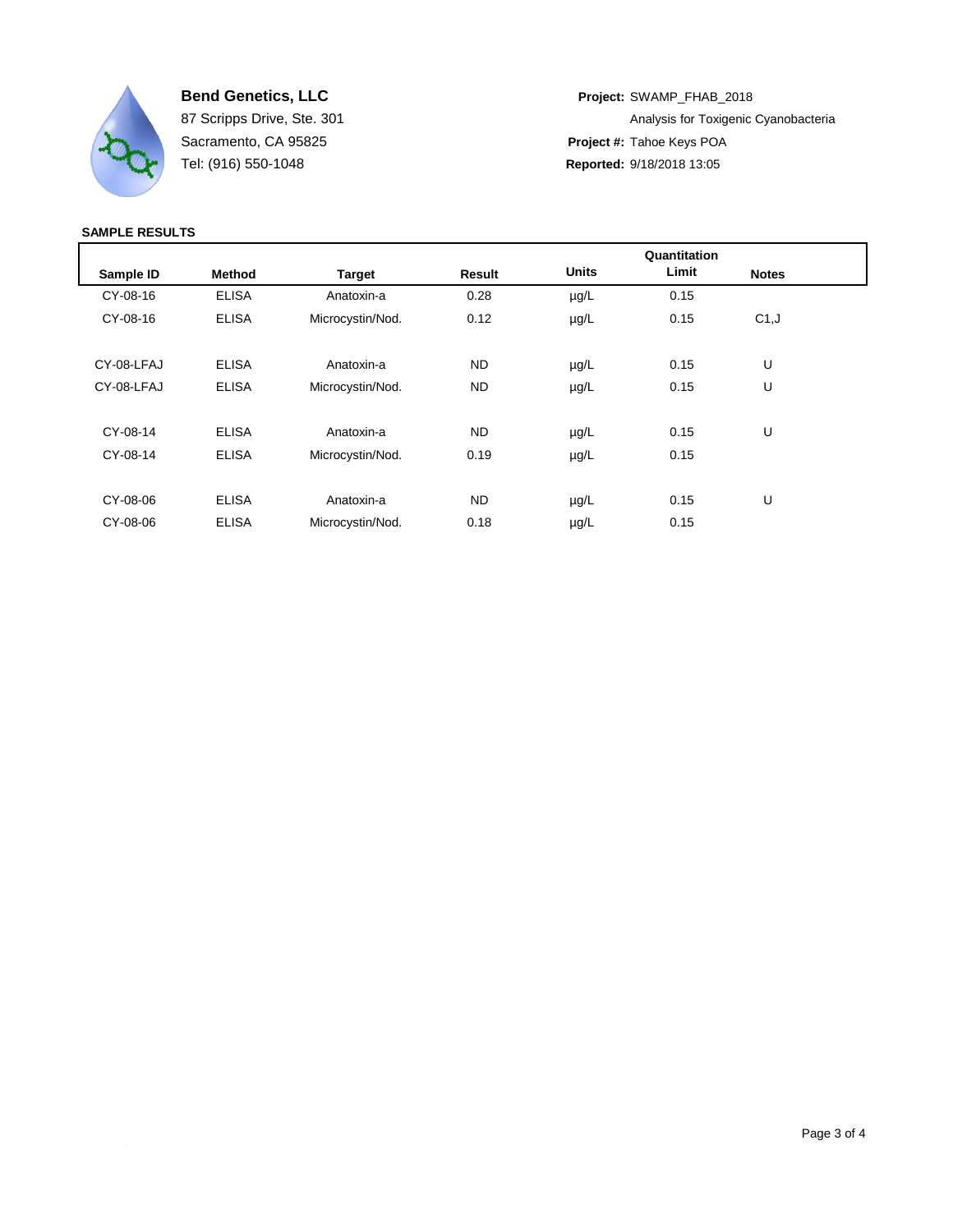**Bend Genetics, LLC**
87 Scripps Drive, Ste. 301
Sacramento, CA 95825
Tel: (916) 550-1048

**Project:** SWAMP_FHAB_2018
Analysis for Toxigenic Cyanobacteria
**Project #:** Tahoe Keys POA
**Reported:** 9/18/2018 13:05

**SAMPLE RESULTS**

| Sample ID | Method | Target | Result | Units | Quantitation Limit | Notes |
|---|---|---|---|---|---|---|
| CY-08-16 | ELISA | Anatoxin-a | 0.28 | µg/L | 0.15 | |
| CY-08-16 | ELISA | Microcystin/Nod. | 0.12 | µg/L | 0.15 | C1,J |
| CY-08-LFAJ | ELISA | Anatoxin-a | ND | µg/L | 0.15 | U |
| CY-08-LFAJ | ELISA | Microcystin/Nod. | ND | µg/L | 0.15 | U |
| CY-08-14 | ELISA | Anatoxin-a | ND | µg/L | 0.15 | U |
| CY-08-14 | ELISA | Microcystin/Nod. | 0.19 | µg/L | 0.15 | |
| CY-08-06 | ELISA | Anatoxin-a | ND | µg/L | 0.15 | U |
| CY-08-06 | ELISA | Microcystin/Nod. | 0.18 | µg/L | 0.15 | |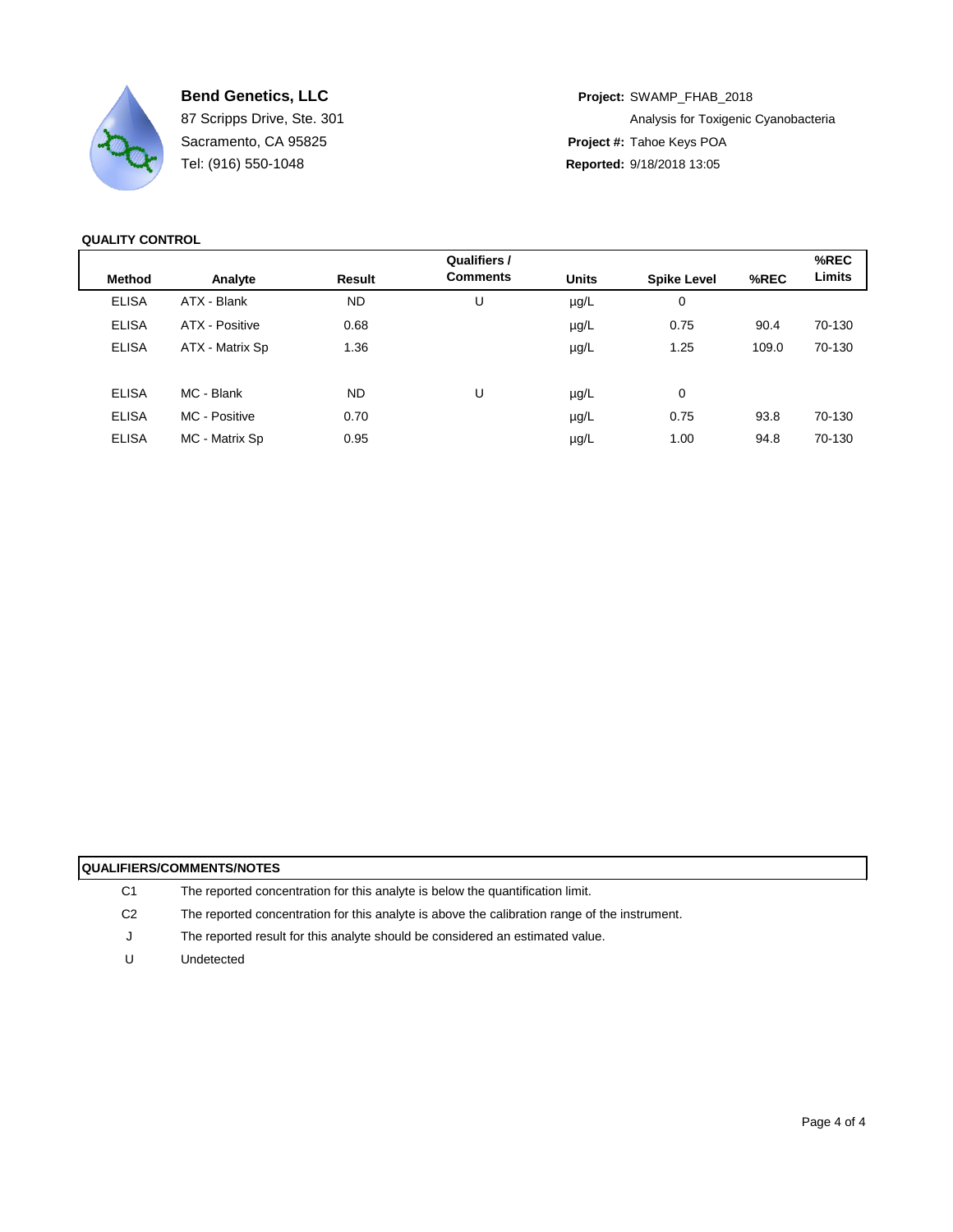**Bend Genetics, LLC**
87 Scripps Drive, Ste. 301
Sacramento, CA 95825
Tel: (916) 550-1048

**Project:** SWAMP_FHAB_2018
Analysis for Toxigenic Cyanobacteria
**Project #:** Tahoe Keys POA
**Reported:** 9/18/2018 13:05

**QUALITY CONTROL**

| Method | Analyte | Result | Qualifiers / Comments | Units | Spike Level | %REC | %REC Limits |
|---|---|---|---|---|---|---|---|
| ELISA | ATX - Blank | ND | U | µg/L | 0 | | |
| ELISA | ATX - Positive | 0.68 | | µg/L | 0.75 | 90.4 | 70-130 |
| ELISA | ATX - Matrix Sp | 1.36 | | µg/L | 1.25 | 109.0 | 70-130 |
| | | | | | | | |
| ELISA | MC - Blank | ND | U | µg/L | 0 | | |
| ELISA | MC - Positive | 0.70 | | µg/L | 0.75 | 93.8 | 70-130 |
| ELISA | MC - Matrix Sp | 0.95 | | µg/L | 1.00 | 94.8 | 70-130 |

**QUALIFIERS/COMMENTS/NOTES**

| | |
|---|---|
| C1 | The reported concentration for this analyte is below the quantification limit. |
| C2 | The reported concentration for this analyte is above the calibration range of the instrument. |
| J | The reported result for this analyte should be considered an estimated value. |
| U | Undetected |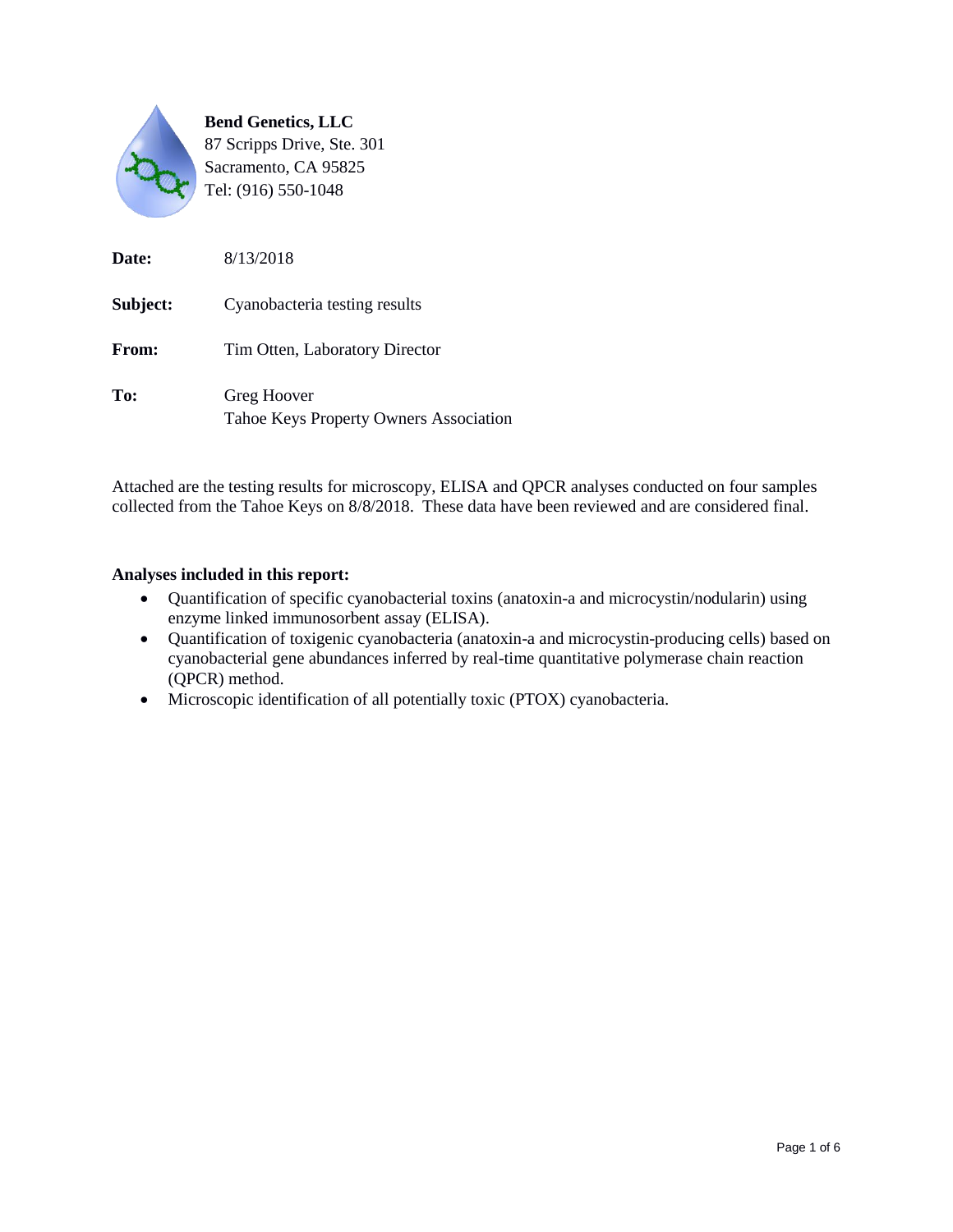**Bend Genetics, LLC**
87 Scripps Drive, Ste. 301
Sacramento, CA 95825
Tel: (916) 550-1048

| | |
|---|---|
| **Date:** | 8/13/2018 |
| **Subject:** | Cyanobacteria testing results |
| **From:** | Tim Otten, Laboratory Director |
| **To:** | Greg Hoover<br>Tahoe Keys Property Owners Association |

Attached are the testing results for microscopy, ELISA and QPCR analyses conducted on four samples collected from the Tahoe Keys on 8/8/2018. These data have been reviewed and are considered final.

**Analyses included in this report:**

- Quantification of specific cyanobacterial toxins (anatoxin-a and microcystin/nodularin) using enzyme linked immunosorbent assay (ELISA).
- Quantification of toxigenic cyanobacteria (anatoxin-a and microcystin-producing cells) based on cyanobacterial gene abundances inferred by real-time quantitative polymerase chain reaction (QPCR) method.
- Microscopic identification of all potentially toxic (PTOX) cyanobacteria.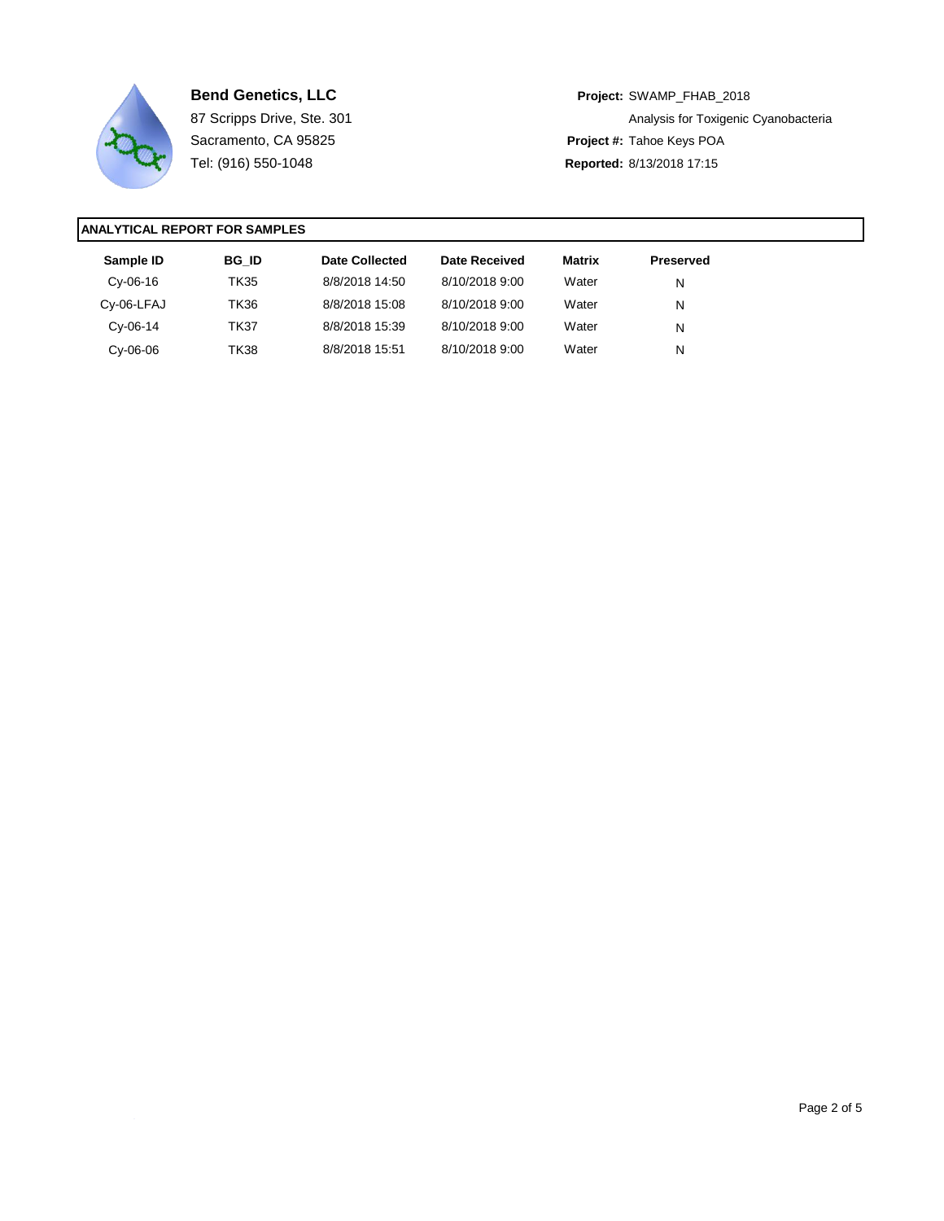**Bend Genetics, LLC**
87 Scripps Drive, Ste. 301
Sacramento, CA 95825
Tel: (916) 550-1048

**Project:** SWAMP_FHAB_2018
Analysis for Toxigenic Cyanobacteria
**Project #:** Tahoe Keys POA
**Reported:** 8/13/2018 17:15

## ANALYTICAL REPORT FOR SAMPLES

| Sample ID | BG_ID | Date Collected | Date Received | Matrix | Preserved |
|---|---|---|---|---|---|
| Cy-06-16 | TK35 | 8/8/2018 14:50 | 8/10/2018 9:00 | Water | N |
| Cy-06-LFAJ | TK36 | 8/8/2018 15:08 | 8/10/2018 9:00 | Water | N |
| Cy-06-14 | TK37 | 8/8/2018 15:39 | 8/10/2018 9:00 | Water | N |
| Cy-06-06 | TK38 | 8/8/2018 15:51 | 8/10/2018 9:00 | Water | N |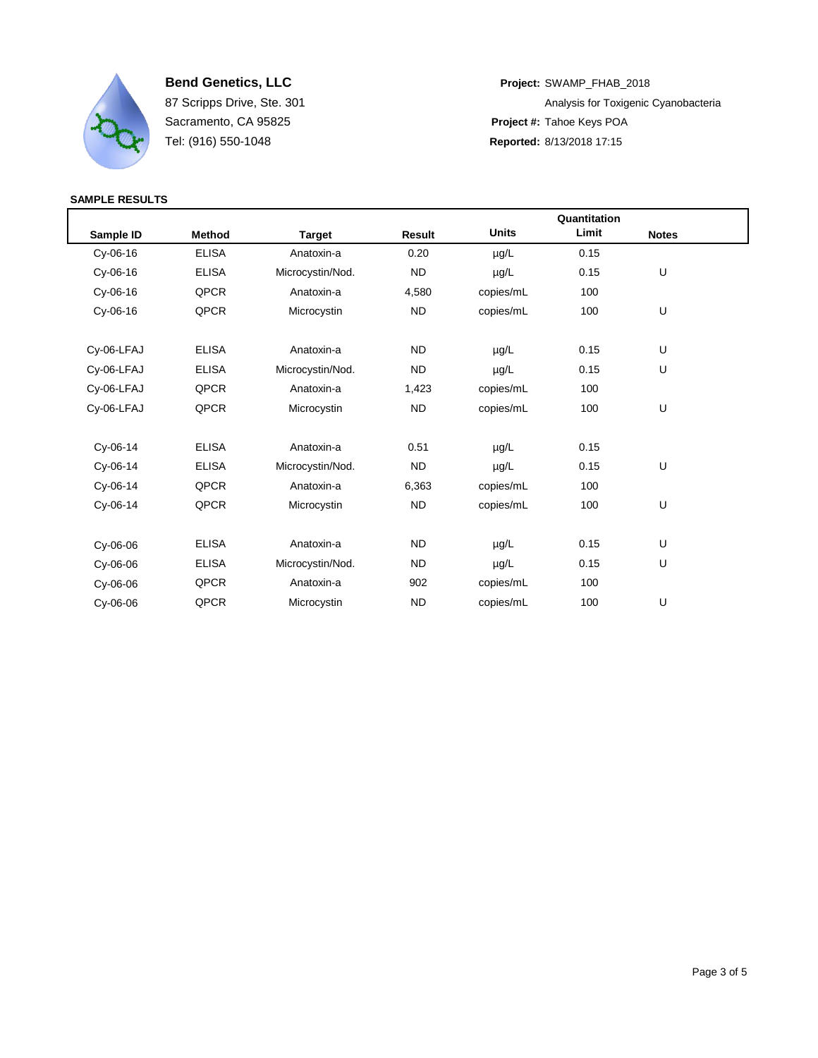**Bend Genetics, LLC**
87 Scripps Drive, Ste. 301
Sacramento, CA 95825
Tel: (916) 550-1048

**Project:** SWAMP_FHAB_2018
Analysis for Toxigenic Cyanobacteria
**Project #:** Tahoe Keys POA
**Reported:** 8/13/2018 17:15

**SAMPLE RESULTS**

| Sample ID | Method | Target | Result | Units | Quantitation Limit | Notes |
|---|---|---|---|---|---|---|
| Cy-06-16 | ELISA | Anatoxin-a | 0.20 | µg/L | 0.15 | |
| Cy-06-16 | ELISA | Microcystin/Nod. | ND | µg/L | 0.15 | U |
| Cy-06-16 | QPCR | Anatoxin-a | 4,580 | copies/mL | 100 | |
| Cy-06-16 | QPCR | Microcystin | ND | copies/mL | 100 | U |
| Cy-06-LFAJ | ELISA | Anatoxin-a | ND | µg/L | 0.15 | U |
| Cy-06-LFAJ | ELISA | Microcystin/Nod. | ND | µg/L | 0.15 | U |
| Cy-06-LFAJ | QPCR | Anatoxin-a | 1,423 | copies/mL | 100 | |
| Cy-06-LFAJ | QPCR | Microcystin | ND | copies/mL | 100 | U |
| Cy-06-14 | ELISA | Anatoxin-a | 0.51 | µg/L | 0.15 | |
| Cy-06-14 | ELISA | Microcystin/Nod. | ND | µg/L | 0.15 | U |
| Cy-06-14 | QPCR | Anatoxin-a | 6,363 | copies/mL | 100 | |
| Cy-06-14 | QPCR | Microcystin | ND | copies/mL | 100 | U |
| Cy-06-06 | ELISA | Anatoxin-a | ND | µg/L | 0.15 | U |
| Cy-06-06 | ELISA | Microcystin/Nod. | ND | µg/L | 0.15 | U |
| Cy-06-06 | QPCR | Anatoxin-a | 902 | copies/mL | 100 | |
| Cy-06-06 | QPCR | Microcystin | ND | copies/mL | 100 | U |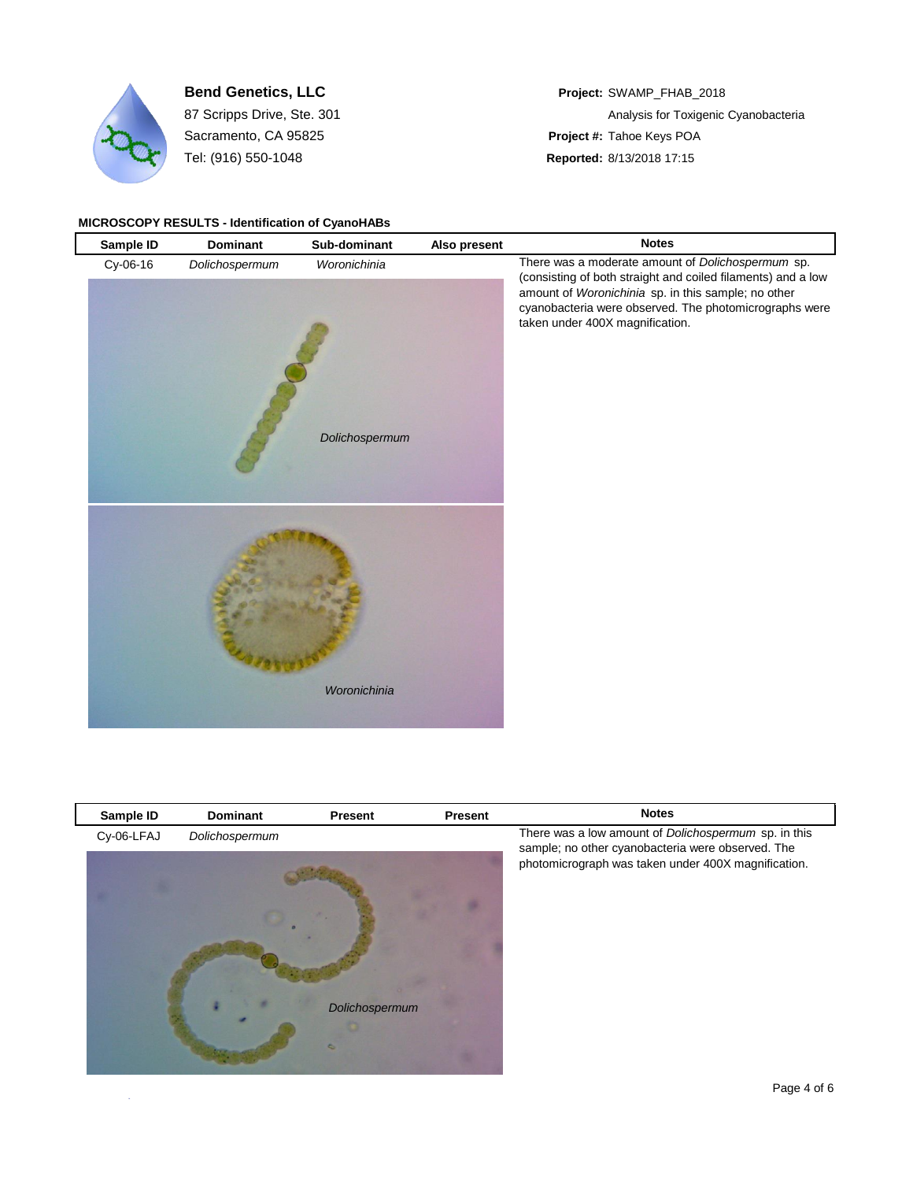**Bend Genetics, LLC**
87 Scripps Drive, Ste. 301
Sacramento, CA 95825
Tel: (916) 550-1048

**Project:** SWAMP_FHAB_2018
Analysis for Toxigenic Cyanobacteria
**Project #:** Tahoe Keys POA
**Reported:** 8/13/2018 17:15

**MICROSCOPY RESULTS - Identification of CyanoHABs**

| Sample ID | Dominant | Sub-dominant | Also present | Notes |
|---|---|---|---|---|
| Cy-06-16 | *Dolichospermum* | *Woronichinia* | | There was a moderate amount of *Dolichospermum* sp. (consisting of both straight and coiled filaments) and a low amount of *Woronichinia* sp. in this sample; no other cyanobacteria were observed. The photomicrographs were taken under 400X magnification. |

*Dolichospermum*

*Woronichinia*

| Sample ID | Dominant | Present | Present | Notes |
|---|---|---|---|---|
| Cy-06-LFAJ | *Dolichospermum* | | | There was a low amount of *Dolichospermum* sp. in this sample; no other cyanobacteria were observed. The photomicrograph was taken under 400X magnification. |

*Dolichospermum*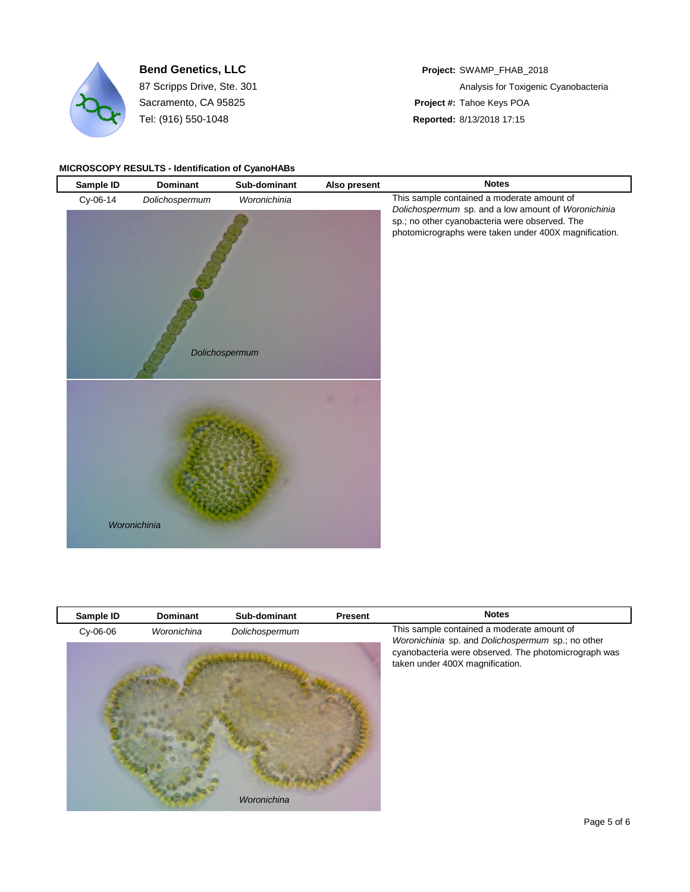**Bend Genetics, LLC**
87 Scripps Drive, Ste. 301
Sacramento, CA 95825
Tel: (916) 550-1048

**Project:** SWAMP_FHAB_2018
Analysis for Toxigenic Cyanobacteria
**Project #:** Tahoe Keys POA
**Reported:** 8/13/2018 17:15

## MICROSCOPY RESULTS - Identification of CyanoHABs

| Sample ID | Dominant | Sub-dominant | Also present | Notes |
|---|---|---|---|---|
| Cy-06-14 | *Dolichospermum* | *Woronichinia* | | This sample contained a moderate amount of *Dolichospermum* sp. and a low amount of *Woronichinia* sp.; no other cyanobacteria were observed. The photomicrographs were taken under 400X magnification. |

*Dolichospermum*

*Woronichinia*

| Sample ID | Dominant | Sub-dominant | Present | Notes |
|---|---|---|---|---|
| Cy-06-06 | *Woronichina* | *Dolichospermum* | | This sample contained a moderate amount of *Woronichinia* sp. and *Dolichospermum* sp.; no other cyanobacteria were observed. The photomicrograph was taken under 400X magnification. |

*Woronichina*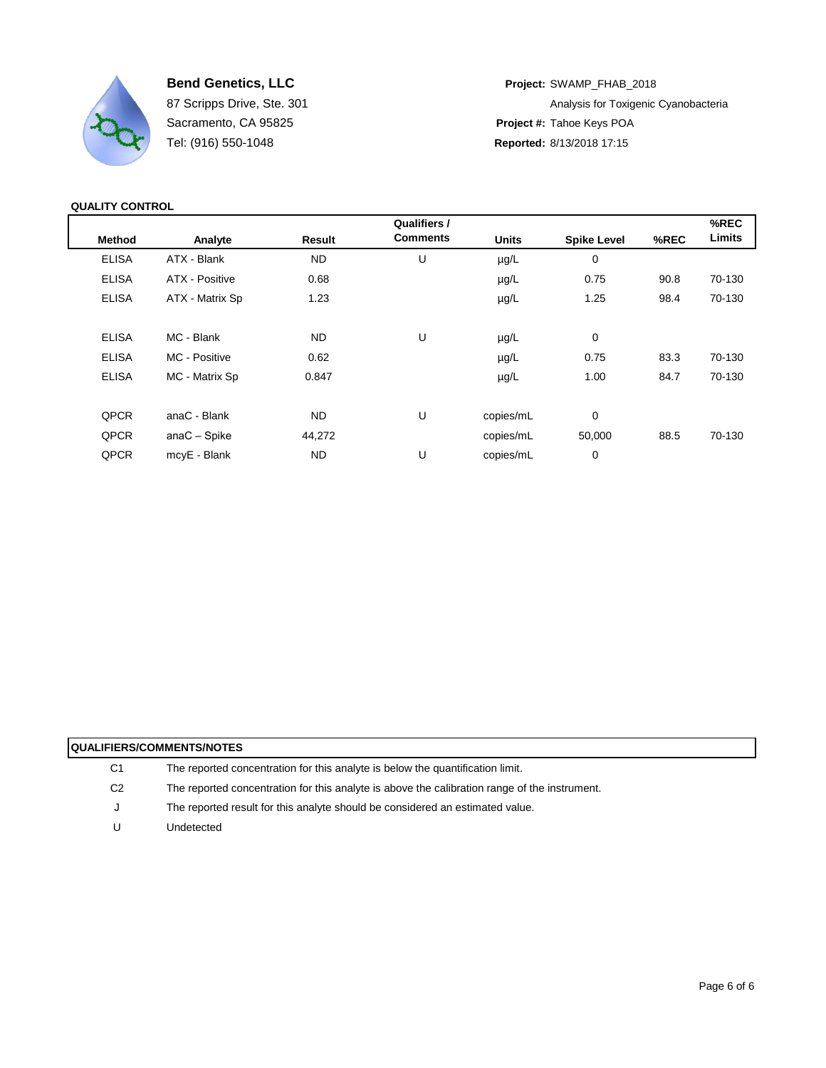**Bend Genetics, LLC**
87 Scripps Drive, Ste. 301
Sacramento, CA 95825
Tel: (916) 550-1048

**Project:** SWAMP_FHAB_2018
Analysis for Toxigenic Cyanobacteria
**Project #:** Tahoe Keys POA
**Reported:** 8/13/2018 17:15

**QUALITY CONTROL**

| Method | Analyte | Result | Qualifiers / Comments | Units | Spike Level | %REC | %REC Limits |
|---|---|---|---|---|---|---|---|
| ELISA | ATX - Blank | ND | U | µg/L | 0 | | |
| ELISA | ATX - Positive | 0.68 | | µg/L | 0.75 | 90.8 | 70-130 |
| ELISA | ATX - Matrix Sp | 1.23 | | µg/L | 1.25 | 98.4 | 70-130 |
| ELISA | MC - Blank | ND | U | µg/L | 0 | | |
| ELISA | MC - Positive | 0.62 | | µg/L | 0.75 | 83.3 | 70-130 |
| ELISA | MC - Matrix Sp | 0.847 | | µg/L | 1.00 | 84.7 | 70-130 |
| QPCR | anaC - Blank | ND | U | copies/mL | 0 | | |
| QPCR | anaC – Spike | 44,272 | | copies/mL | 50,000 | 88.5 | 70-130 |
| QPCR | mcyE - Blank | ND | U | copies/mL | 0 | | |

**QUALIFIERS/COMMENTS/NOTES**

| | |
|---|---|
| C1 | The reported concentration for this analyte is below the quantification limit. |
| C2 | The reported concentration for this analyte is above the calibration range of the instrument. |
| J | The reported result for this analyte should be considered an estimated value. |
| U | Undetected |